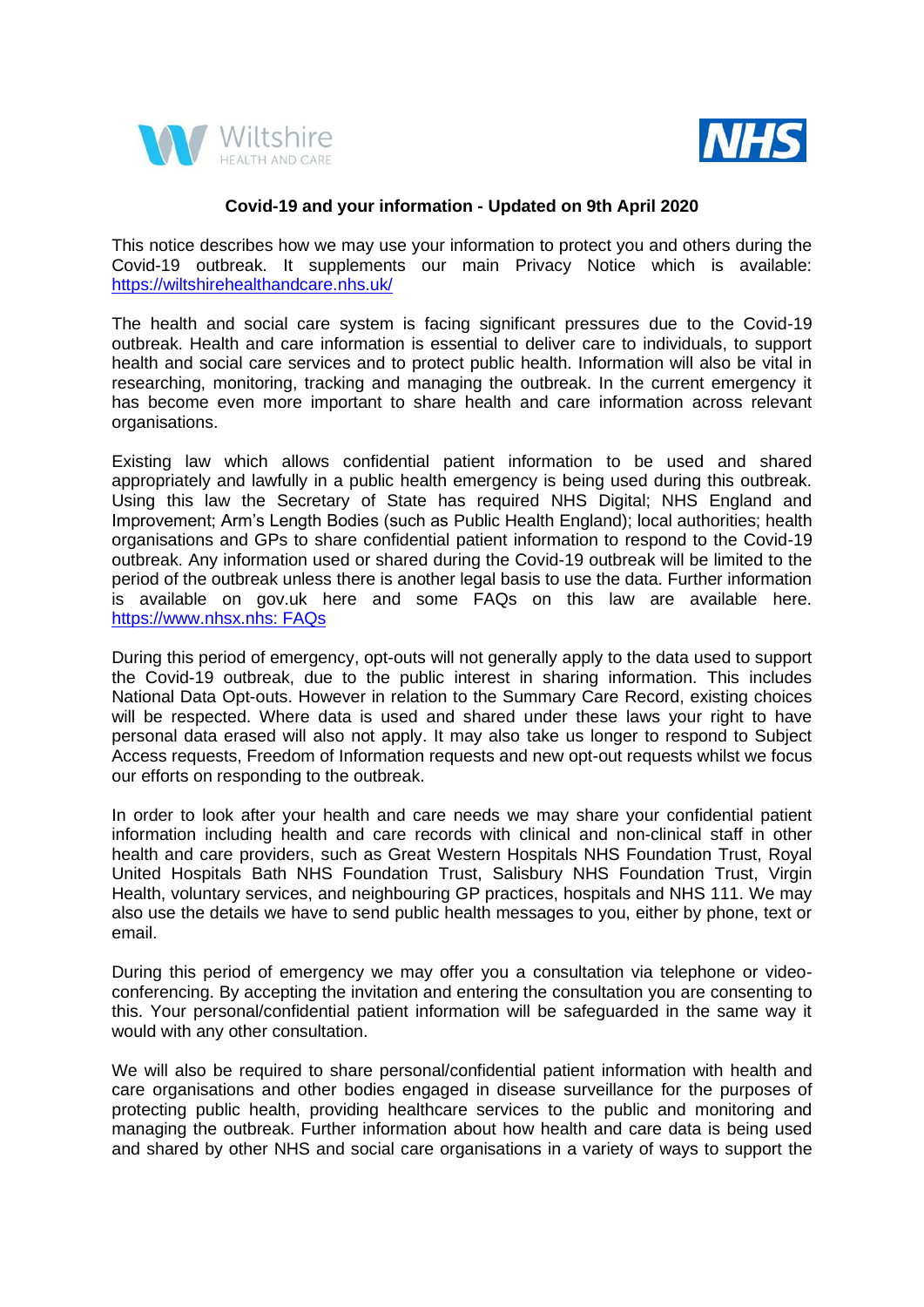**Covid-19 and your information - Updated on 9th April 2020**

This notice describes how we may use your information to protect you and others during the Covid-19 outbreak. It supplements our main Privacy Notice which is available: [https://wiltshirehealthandcare.nhs.uk/](https://wiltshirehealthandcare.nhs.uk/)

The health and social care system is facing significant pressures due to the Covid-19 outbreak. Health and care information is essential to deliver care to individuals, to support health and social care services and to protect public health. Information will also be vital in researching, monitoring, tracking and managing the outbreak. In the current emergency it has become even more important to share health and care information across relevant organisations.

Existing law which allows confidential patient information to be used and shared appropriately and lawfully in a public health emergency is being used during this outbreak. Using this law the Secretary of State has required NHS Digital; NHS England and Improvement; Arm's Length Bodies (such as Public Health England); local authorities; health organisations and GPs to share confidential patient information to respond to the Covid-19 outbreak. Any information used or shared during the Covid-19 outbreak will be limited to the period of the outbreak unless there is another legal basis to use the data. Further information is available on gov.uk here and some FAQs on this law are available here. https://www.nhsx.nhs: FAQs

During this period of emergency, opt-outs will not generally apply to the data used to support the Covid-19 outbreak, due to the public interest in sharing information. This includes National Data Opt-outs. However in relation to the Summary Care Record, existing choices will be respected. Where data is used and shared under these laws your right to have personal data erased will also not apply. It may also take us longer to respond to Subject Access requests, Freedom of Information requests and new opt-out requests whilst we focus our efforts on responding to the outbreak.

In order to look after your health and care needs we may share your confidential patient information including health and care records with clinical and non-clinical staff in other health and care providers, such as Great Western Hospitals NHS Foundation Trust, Royal United Hospitals Bath NHS Foundation Trust, Salisbury NHS Foundation Trust, Virgin Health, voluntary services, and neighbouring GP practices, hospitals and NHS 111. We may also use the details we have to send public health messages to you, either by phone, text or email.

During this period of emergency we may offer you a consultation via telephone or video-conferencing. By accepting the invitation and entering the consultation you are consenting to this. Your personal/confidential patient information will be safeguarded in the same way it would with any other consultation.

We will also be required to share personal/confidential patient information with health and care organisations and other bodies engaged in disease surveillance for the purposes of protecting public health, providing healthcare services to the public and monitoring and managing the outbreak. Further information about how health and care data is being used and shared by other NHS and social care organisations in a variety of ways to support the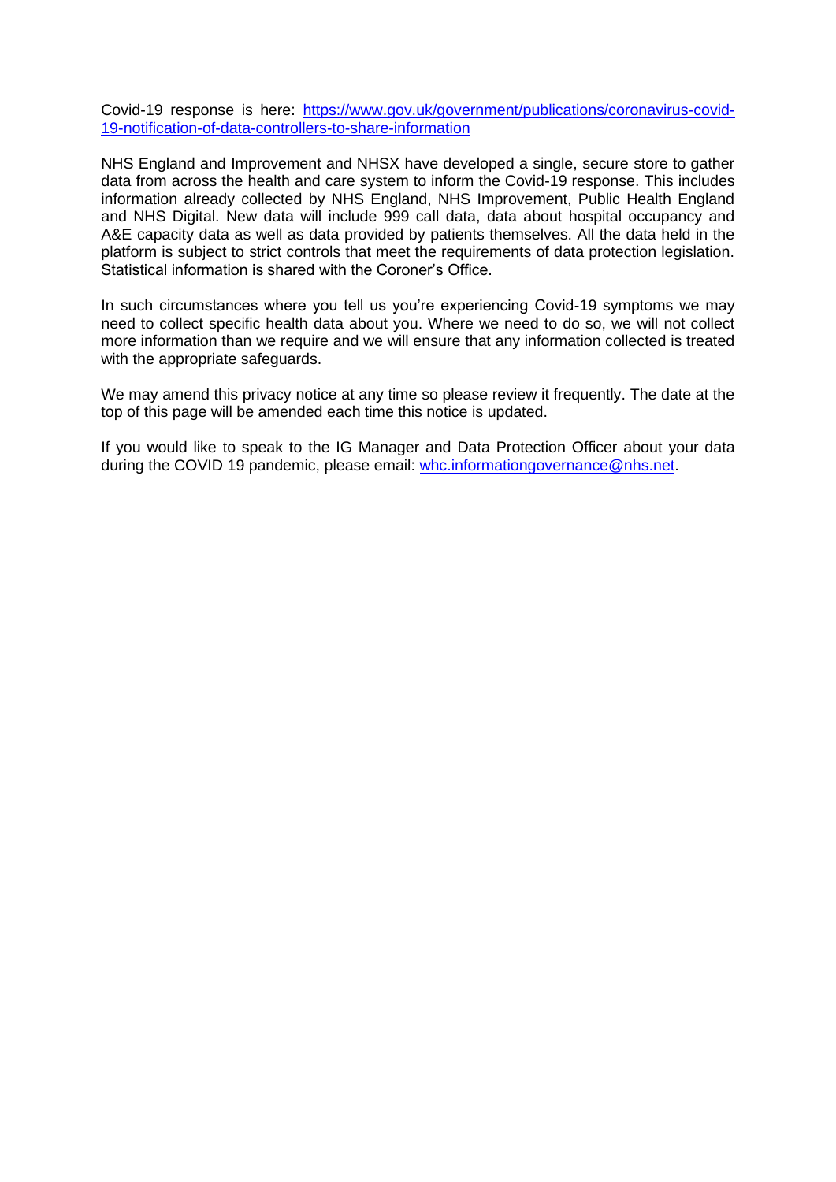Covid-19 response is here: https://www.gov.uk/government/publications/coronavirus-covid-19-notification-of-data-controllers-to-share-information

NHS England and Improvement and NHSX have developed a single, secure store to gather data from across the health and care system to inform the Covid-19 response. This includes information already collected by NHS England, NHS Improvement, Public Health England and NHS Digital. New data will include 999 call data, data about hospital occupancy and A&E capacity data as well as data provided by patients themselves. All the data held in the platform is subject to strict controls that meet the requirements of data protection legislation. Statistical information is shared with the Coroner's Office.

In such circumstances where you tell us you're experiencing Covid-19 symptoms we may need to collect specific health data about you. Where we need to do so, we will not collect more information than we require and we will ensure that any information collected is treated with the appropriate safeguards.

We may amend this privacy notice at any time so please review it frequently. The date at the top of this page will be amended each time this notice is updated.

If you would like to speak to the IG Manager and Data Protection Officer about your data during the COVID 19 pandemic, please email: whc.informationgovernance@nhs.net.